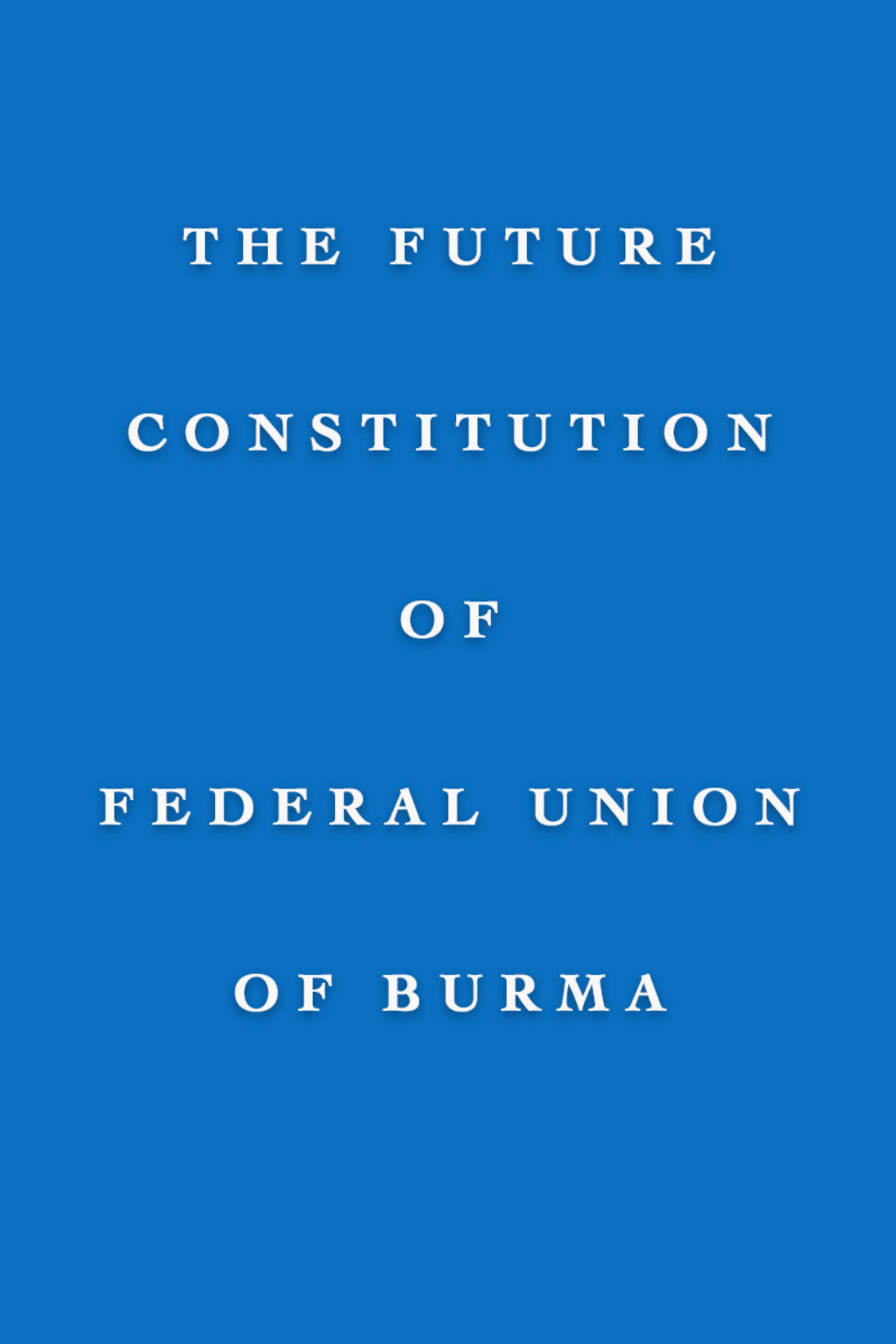# THE FUTURE CONSTITUTION OF FEDERAL UNION OF BURMA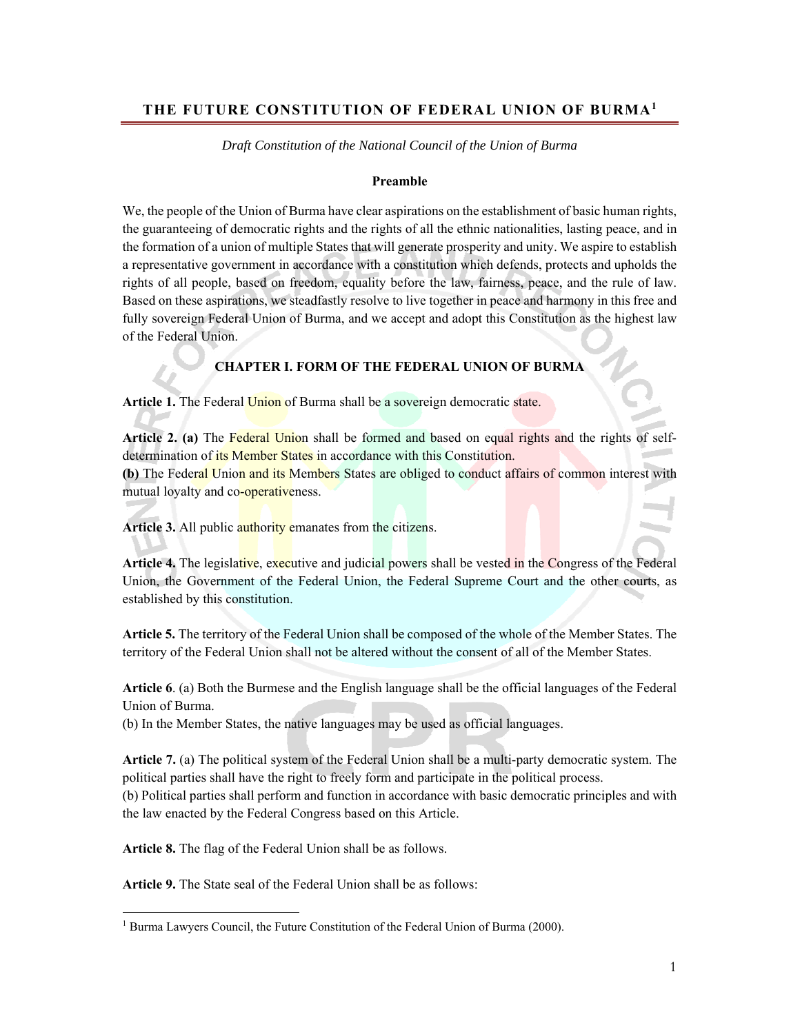## THE FUTURE CONSTITUTION OF FEDERAL UNION OF BURMA[1]

*Draft Constitution of the National Council of the Union of Burma*

**Preamble**

We, the people of the Union of Burma have clear aspirations on the establishment of basic human rights, the guaranteeing of democratic rights and the rights of all the ethnic nationalities, lasting peace, and in the formation of a union of multiple States that will generate prosperity and unity. We aspire to establish a representative government in accordance with a constitution which defends, protects and upholds the rights of all people, based on freedom, equality before the law, fairness, peace, and the rule of law. Based on these aspirations, we steadfastly resolve to live together in peace and harmony in this free and fully sovereign Federal Union of Burma, and we accept and adopt this Constitution as the highest law of the Federal Union.

### CHAPTER I. FORM OF THE FEDERAL UNION OF BURMA

**Article 1.** The Federal Union of Burma shall be a sovereign democratic state.

**Article 2. (a)** The Federal Union shall be formed and based on equal rights and the rights of self-determination of its Member States in accordance with this Constitution.
**(b)** The Federal Union and its Members States are obliged to conduct affairs of common interest with mutual loyalty and co-operativeness.

**Article 3.** All public authority emanates from the citizens.

**Article 4.** The legislative, executive and judicial powers shall be vested in the Congress of the Federal Union, the Government of the Federal Union, the Federal Supreme Court and the other courts, as established by this constitution.

**Article 5.** The territory of the Federal Union shall be composed of the whole of the Member States. The territory of the Federal Union shall not be altered without the consent of all of the Member States.

**Article 6**. (a) Both the Burmese and the English language shall be the official languages of the Federal Union of Burma.
(b) In the Member States, the native languages may be used as official languages.

**Article 7.** (a) The political system of the Federal Union shall be a multi-party democratic system. The political parties shall have the right to freely form and participate in the political process.
(b) Political parties shall perform and function in accordance with basic democratic principles and with the law enacted by the Federal Congress based on this Article.

**Article 8.** The flag of the Federal Union shall be as follows.

**Article 9.** The State seal of the Federal Union shall be as follows:

[1] Burma Lawyers Council, the Future Constitution of the Federal Union of Burma (2000).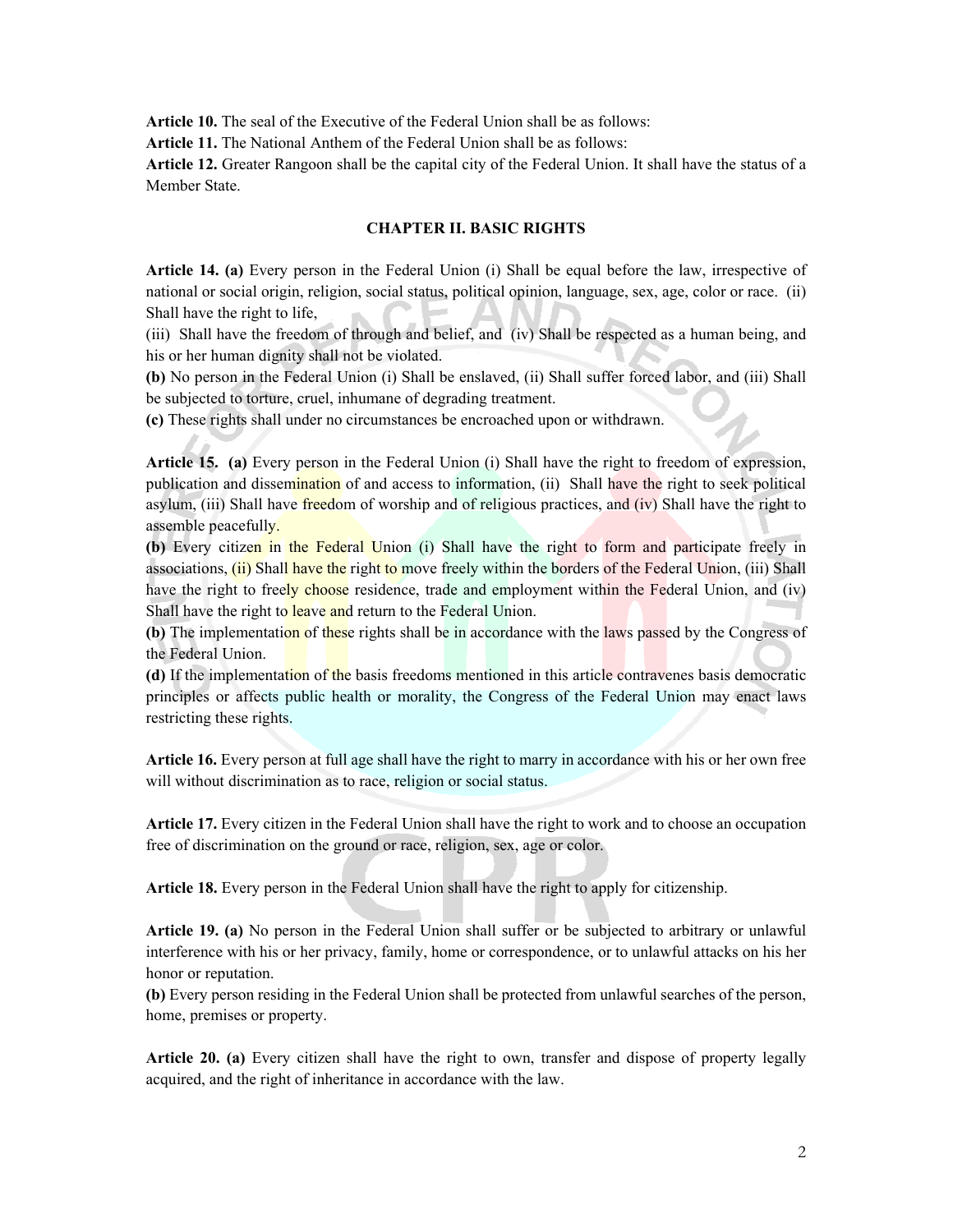**Article 10.** The seal of the Executive of the Federal Union shall be as follows:

**Article 11.** The National Anthem of the Federal Union shall be as follows:

**Article 12.** Greater Rangoon shall be the capital city of the Federal Union. It shall have the status of a Member State.

## CHAPTER II. BASIC RIGHTS

**Article 14. (a)** Every person in the Federal Union (i) Shall be equal before the law, irrespective of national or social origin, religion, social status, political opinion, language, sex, age, color or race. (ii) Shall have the right to life,

(iii) Shall have the freedom of through and belief, and (iv) Shall be respected as a human being, and his or her human dignity shall not be violated.

**(b)** No person in the Federal Union (i) Shall be enslaved, (ii) Shall suffer forced labor, and (iii) Shall be subjected to torture, cruel, inhumane of degrading treatment.

**(c)** These rights shall under no circumstances be encroached upon or withdrawn.

**Article 15. (a)** Every person in the Federal Union (i) Shall have the right to freedom of expression, publication and dissemination of and access to information, (ii) Shall have the right to seek political asylum, (iii) Shall have freedom of worship and of religious practices, and (iv) Shall have the right to assemble peacefully.

**(b)** Every citizen in the Federal Union (i) Shall have the right to form and participate freely in associations, (ii) Shall have the right to move freely within the borders of the Federal Union, (iii) Shall have the right to freely choose residence, trade and employment within the Federal Union, and (iv) Shall have the right to leave and return to the Federal Union.

**(b)** The implementation of these rights shall be in accordance with the laws passed by the Congress of the Federal Union.

**(d)** If the implementation of the basis freedoms mentioned in this article contravenes basis democratic principles or affects public health or morality, the Congress of the Federal Union may enact laws restricting these rights.

**Article 16.** Every person at full age shall have the right to marry in accordance with his or her own free will without discrimination as to race, religion or social status.

**Article 17.** Every citizen in the Federal Union shall have the right to work and to choose an occupation free of discrimination on the ground or race, religion, sex, age or color.

**Article 18.** Every person in the Federal Union shall have the right to apply for citizenship.

**Article 19. (a)** No person in the Federal Union shall suffer or be subjected to arbitrary or unlawful interference with his or her privacy, family, home or correspondence, or to unlawful attacks on his her honor or reputation.

**(b)** Every person residing in the Federal Union shall be protected from unlawful searches of the person, home, premises or property.

**Article 20. (a)** Every citizen shall have the right to own, transfer and dispose of property legally acquired, and the right of inheritance in accordance with the law.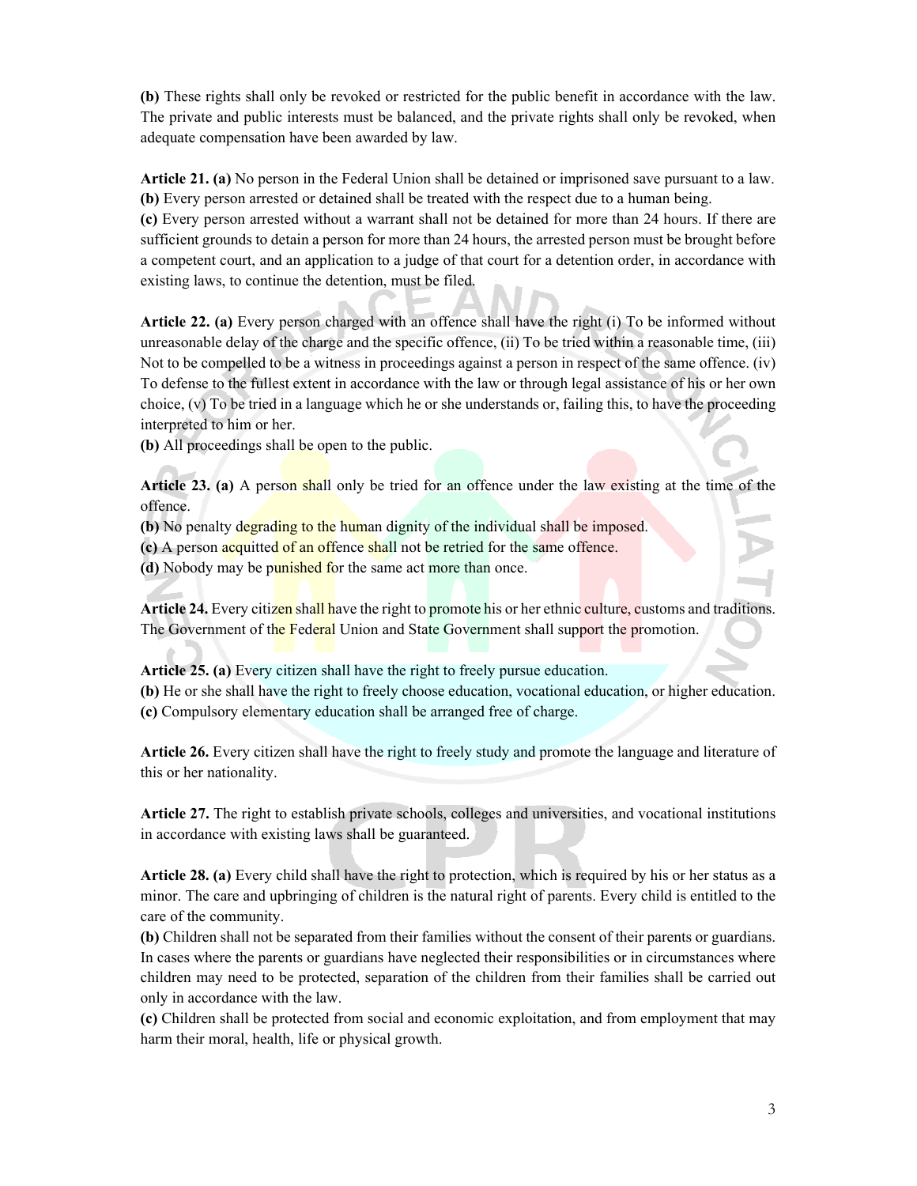**(b)** These rights shall only be revoked or restricted for the public benefit in accordance with the law. The private and public interests must be balanced, and the private rights shall only be revoked, when adequate compensation have been awarded by law.

**Article 21. (a)** No person in the Federal Union shall be detained or imprisoned save pursuant to a law.
**(b)** Every person arrested or detained shall be treated with the respect due to a human being.
**(c)** Every person arrested without a warrant shall not be detained for more than 24 hours. If there are sufficient grounds to detain a person for more than 24 hours, the arrested person must be brought before a competent court, and an application to a judge of that court for a detention order, in accordance with existing laws, to continue the detention, must be filed.

**Article 22. (a)** Every person charged with an offence shall have the right (i) To be informed without unreasonable delay of the charge and the specific offence, (ii) To be tried within a reasonable time, (iii) Not to be compelled to be a witness in proceedings against a person in respect of the same offence. (iv) To defense to the fullest extent in accordance with the law or through legal assistance of his or her own choice, (v) To be tried in a language which he or she understands or, failing this, to have the proceeding interpreted to him or her.
**(b)** All proceedings shall be open to the public.

**Article 23. (a)** A person shall only be tried for an offence under the law existing at the time of the offence.
**(b)** No penalty degrading to the human dignity of the individual shall be imposed.
**(c)** A person acquitted of an offence shall not be retried for the same offence.
**(d)** Nobody may be punished for the same act more than once.

**Article 24.** Every citizen shall have the right to promote his or her ethnic culture, customs and traditions. The Government of the Federal Union and State Government shall support the promotion.

**Article 25. (a)** Every citizen shall have the right to freely pursue education.
**(b)** He or she shall have the right to freely choose education, vocational education, or higher education.
**(c)** Compulsory elementary education shall be arranged free of charge.

**Article 26.** Every citizen shall have the right to freely study and promote the language and literature of this or her nationality.

**Article 27.** The right to establish private schools, colleges and universities, and vocational institutions in accordance with existing laws shall be guaranteed.

**Article 28. (a)** Every child shall have the right to protection, which is required by his or her status as a minor. The care and upbringing of children is the natural right of parents. Every child is entitled to the care of the community.
**(b)** Children shall not be separated from their families without the consent of their parents or guardians. In cases where the parents or guardians have neglected their responsibilities or in circumstances where children may need to be protected, separation of the children from their families shall be carried out only in accordance with the law.
**(c)** Children shall be protected from social and economic exploitation, and from employment that may harm their moral, health, life or physical growth.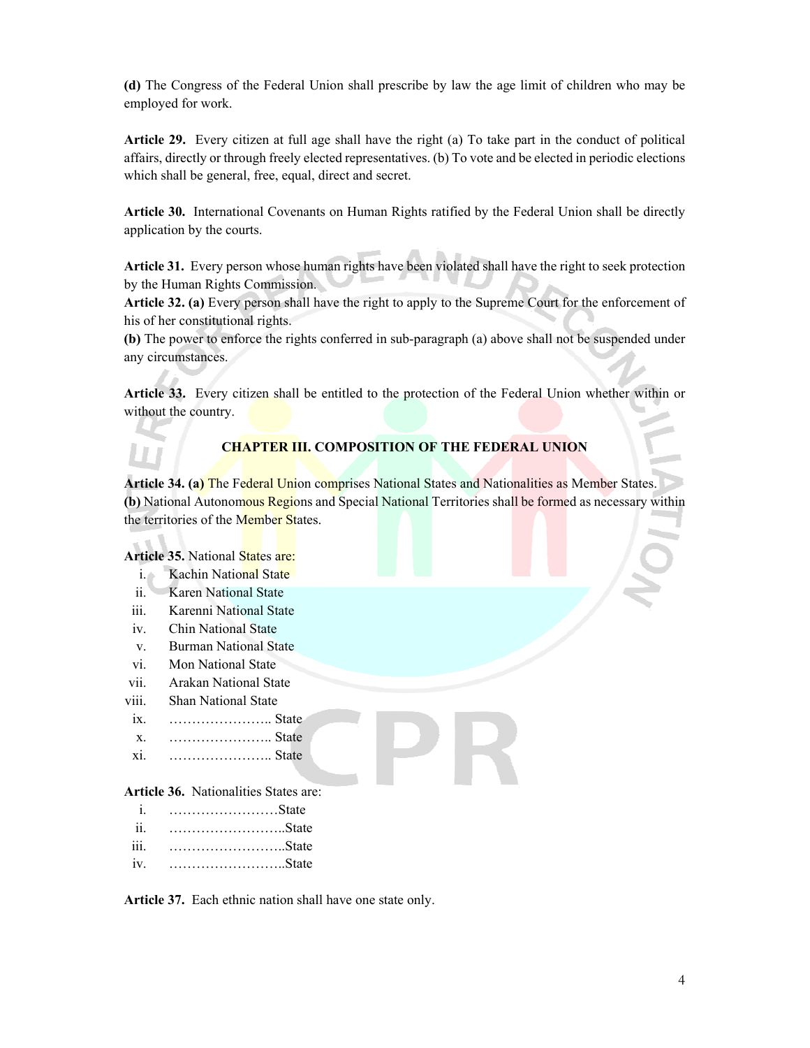**(d)** The Congress of the Federal Union shall prescribe by law the age limit of children who may be employed for work.

**Article 29.** Every citizen at full age shall have the right (a) To take part in the conduct of political affairs, directly or through freely elected representatives. (b) To vote and be elected in periodic elections which shall be general, free, equal, direct and secret.

**Article 30.** International Covenants on Human Rights ratified by the Federal Union shall be directly application by the courts.

**Article 31.** Every person whose human rights have been violated shall have the right to seek protection by the Human Rights Commission.

**Article 32. (a)** Every person shall have the right to apply to the Supreme Court for the enforcement of his of her constitutional rights.

**(b)** The power to enforce the rights conferred in sub-paragraph (a) above shall not be suspended under any circumstances.

**Article 33.** Every citizen shall be entitled to the protection of the Federal Union whether within or without the country.

## CHAPTER III. COMPOSITION OF THE FEDERAL UNION

**Article 34. (a)** The Federal Union comprises National States and Nationalities as Member States.

**(b)** National Autonomous Regions and Special National Territories shall be formed as necessary within the territories of the Member States.

**Article 35.** National States are:

i. Kachin National State
ii. Karen National State
iii. Karenni National State
iv. Chin National State
v. Burman National State
vi. Mon National State
vii. Arakan National State
viii. Shan National State
ix. ………………….. State
x. ………………….. State
xi. ………………….. State

**Article 36.** Nationalities States are:

i. ……………………State
ii. ……………………..State
iii. ……………………..State
iv. ……………………..State

**Article 37.** Each ethnic nation shall have one state only.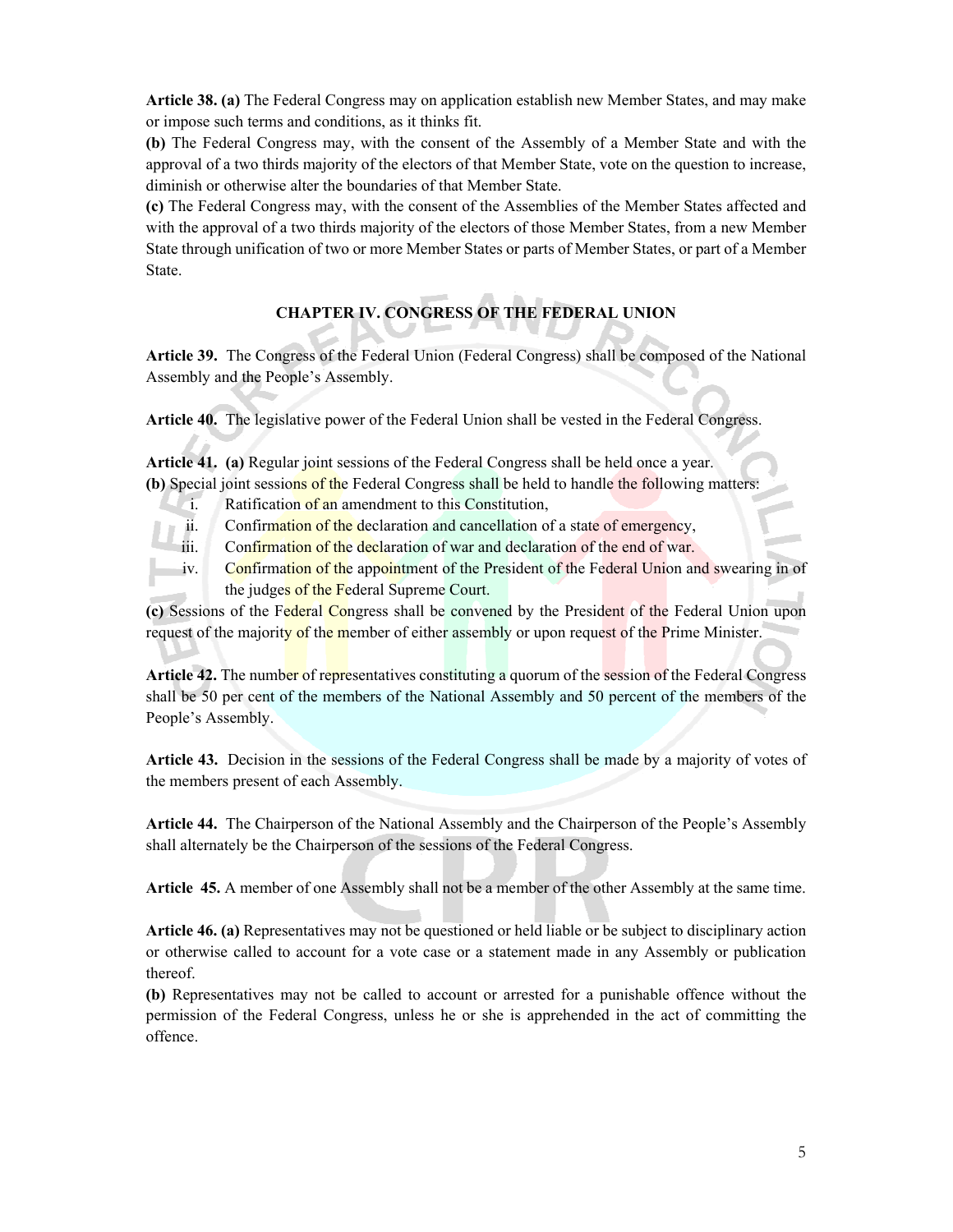**Article 38. (a)** The Federal Congress may on application establish new Member States, and may make or impose such terms and conditions, as it thinks fit.

**(b)** The Federal Congress may, with the consent of the Assembly of a Member State and with the approval of a two thirds majority of the electors of that Member State, vote on the question to increase, diminish or otherwise alter the boundaries of that Member State.

**(c)** The Federal Congress may, with the consent of the Assemblies of the Member States affected and with the approval of a two thirds majority of the electors of those Member States, from a new Member State through unification of two or more Member States or parts of Member States, or part of a Member State.

## CHAPTER IV. CONGRESS OF THE FEDERAL UNION

**Article 39.** The Congress of the Federal Union (Federal Congress) shall be composed of the National Assembly and the People's Assembly.

**Article 40.** The legislative power of the Federal Union shall be vested in the Federal Congress.

**Article 41. (a)** Regular joint sessions of the Federal Congress shall be held once a year.

**(b)** Special joint sessions of the Federal Congress shall be held to handle the following matters:

i. Ratification of an amendment to this Constitution,
ii. Confirmation of the declaration and cancellation of a state of emergency,
iii. Confirmation of the declaration of war and declaration of the end of war.
iv. Confirmation of the appointment of the President of the Federal Union and swearing in of the judges of the Federal Supreme Court.

**(c)** Sessions of the Federal Congress shall be convened by the President of the Federal Union upon request of the majority of the member of either assembly or upon request of the Prime Minister.

**Article 42.** The number of representatives constituting a quorum of the session of the Federal Congress shall be 50 per cent of the members of the National Assembly and 50 percent of the members of the People's Assembly.

**Article 43.** Decision in the sessions of the Federal Congress shall be made by a majority of votes of the members present of each Assembly.

**Article 44.** The Chairperson of the National Assembly and the Chairperson of the People's Assembly shall alternately be the Chairperson of the sessions of the Federal Congress.

**Article 45.** A member of one Assembly shall not be a member of the other Assembly at the same time.

**Article 46. (a)** Representatives may not be questioned or held liable or be subject to disciplinary action or otherwise called to account for a vote case or a statement made in any Assembly or publication thereof.

**(b)** Representatives may not be called to account or arrested for a punishable offence without the permission of the Federal Congress, unless he or she is apprehended in the act of committing the offence.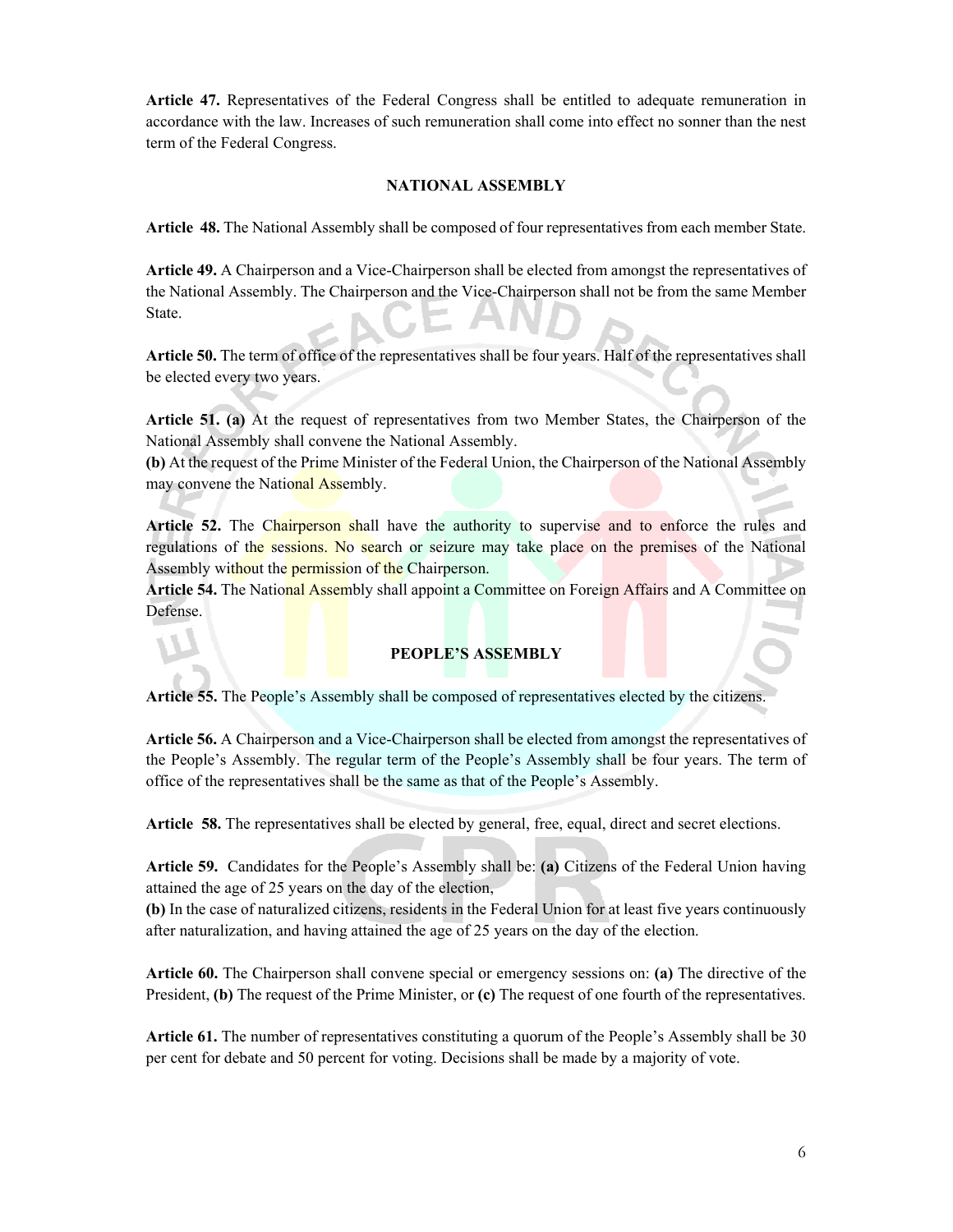**Article 47.** Representatives of the Federal Congress shall be entitled to adequate remuneration in accordance with the law. Increases of such remuneration shall come into effect no sonner than the nest term of the Federal Congress.

## NATIONAL ASSEMBLY

**Article 48.** The National Assembly shall be composed of four representatives from each member State.

**Article 49.** A Chairperson and a Vice-Chairperson shall be elected from amongst the representatives of the National Assembly. The Chairperson and the Vice-Chairperson shall not be from the same Member State.

**Article 50.** The term of office of the representatives shall be four years. Half of the representatives shall be elected every two years.

**Article 51. (a)** At the request of representatives from two Member States, the Chairperson of the National Assembly shall convene the National Assembly.
**(b)** At the request of the Prime Minister of the Federal Union, the Chairperson of the National Assembly may convene the National Assembly.

**Article 52.** The Chairperson shall have the authority to supervise and to enforce the rules and regulations of the sessions. No search or seizure may take place on the premises of the National Assembly without the permission of the Chairperson.
**Article 54.** The National Assembly shall appoint a Committee on Foreign Affairs and A Committee on Defense.

## PEOPLE'S ASSEMBLY

**Article 55.** The People's Assembly shall be composed of representatives elected by the citizens.

**Article 56.** A Chairperson and a Vice-Chairperson shall be elected from amongst the representatives of the People's Assembly. The regular term of the People's Assembly shall be four years. The term of office of the representatives shall be the same as that of the People's Assembly.

**Article 58.** The representatives shall be elected by general, free, equal, direct and secret elections.

**Article 59.** Candidates for the People's Assembly shall be: **(a)** Citizens of the Federal Union having attained the age of 25 years on the day of the election,
**(b)** In the case of naturalized citizens, residents in the Federal Union for at least five years continuously after naturalization, and having attained the age of 25 years on the day of the election.

**Article 60.** The Chairperson shall convene special or emergency sessions on: **(a)** The directive of the President, **(b)** The request of the Prime Minister, or **(c)** The request of one fourth of the representatives.

**Article 61.** The number of representatives constituting a quorum of the People's Assembly shall be 30 per cent for debate and 50 percent for voting. Decisions shall be made by a majority of vote.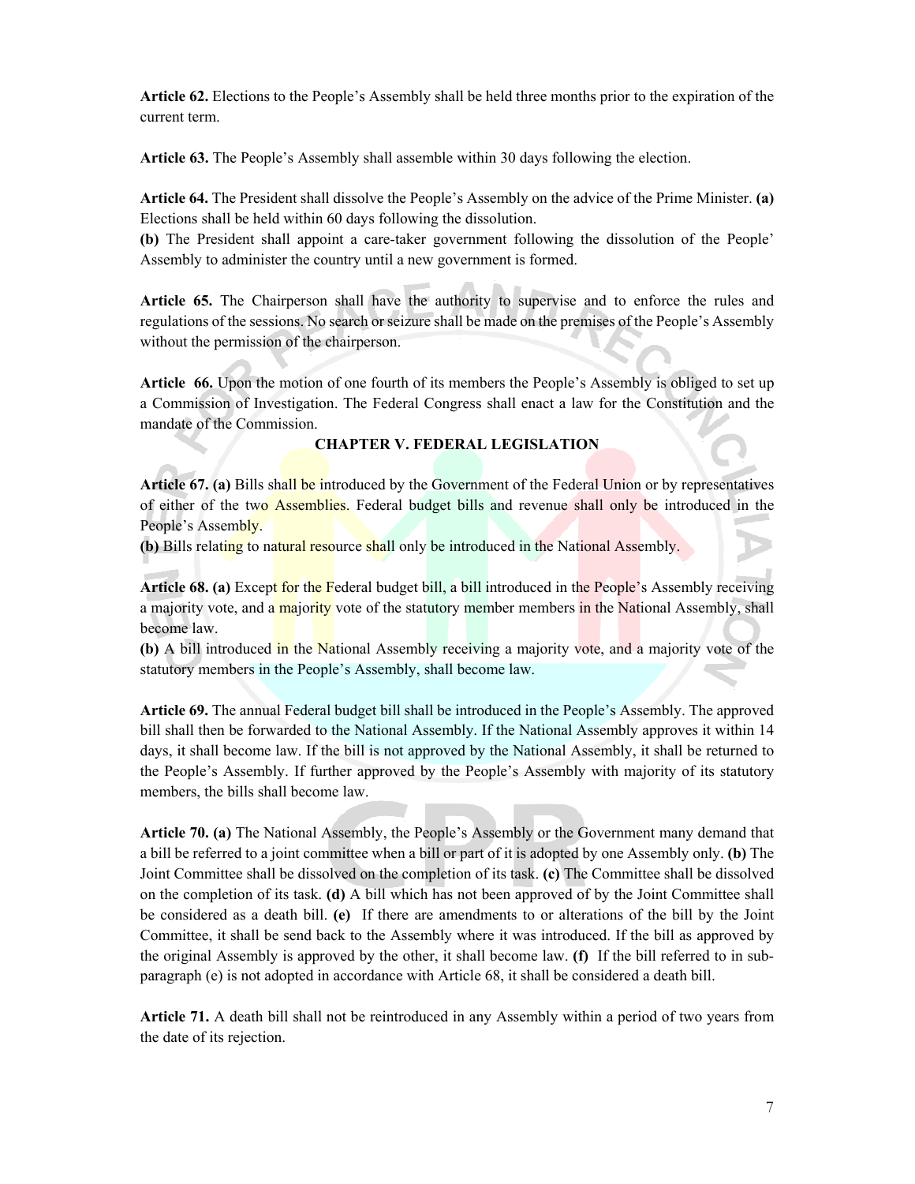**Article 62.** Elections to the People's Assembly shall be held three months prior to the expiration of the current term.

**Article 63.** The People's Assembly shall assemble within 30 days following the election.

**Article 64.** The President shall dissolve the People's Assembly on the advice of the Prime Minister. **(a)** Elections shall be held within 60 days following the dissolution.
**(b)** The President shall appoint a care-taker government following the dissolution of the People' Assembly to administer the country until a new government is formed.

**Article 65.** The Chairperson shall have the authority to supervise and to enforce the rules and regulations of the sessions. No search or seizure shall be made on the premises of the People's Assembly without the permission of the chairperson.

**Article 66.** Upon the motion of one fourth of its members the People's Assembly is obliged to set up a Commission of Investigation. The Federal Congress shall enact a law for the Constitution and the mandate of the Commission.

## CHAPTER V. FEDERAL LEGISLATION

**Article 67. (a)** Bills shall be introduced by the Government of the Federal Union or by representatives of either of the two Assemblies. Federal budget bills and revenue shall only be introduced in the People's Assembly.
**(b)** Bills relating to natural resource shall only be introduced in the National Assembly.

**Article 68. (a)** Except for the Federal budget bill, a bill introduced in the People's Assembly receiving a majority vote, and a majority vote of the statutory member members in the National Assembly, shall become law.
**(b)** A bill introduced in the National Assembly receiving a majority vote, and a majority vote of the statutory members in the People's Assembly, shall become law.

**Article 69.** The annual Federal budget bill shall be introduced in the People's Assembly. The approved bill shall then be forwarded to the National Assembly. If the National Assembly approves it within 14 days, it shall become law. If the bill is not approved by the National Assembly, it shall be returned to the People's Assembly. If further approved by the People's Assembly with majority of its statutory members, the bills shall become law.

**Article 70. (a)** The National Assembly, the People's Assembly or the Government many demand that a bill be referred to a joint committee when a bill or part of it is adopted by one Assembly only. **(b)** The Joint Committee shall be dissolved on the completion of its task. **(c)** The Committee shall be dissolved on the completion of its task. **(d)** A bill which has not been approved of by the Joint Committee shall be considered as a death bill. **(e)** If there are amendments to or alterations of the bill by the Joint Committee, it shall be send back to the Assembly where it was introduced. If the bill as approved by the original Assembly is approved by the other, it shall become law. **(f)** If the bill referred to in sub-paragraph (e) is not adopted in accordance with Article 68, it shall be considered a death bill.

**Article 71.** A death bill shall not be reintroduced in any Assembly within a period of two years from the date of its rejection.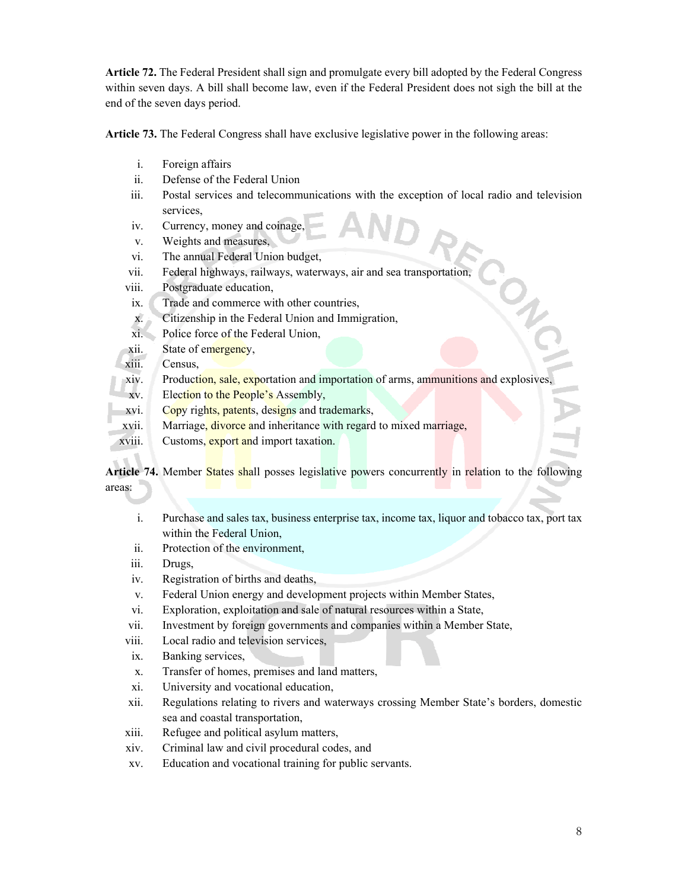**Article 72.** The Federal President shall sign and promulgate every bill adopted by the Federal Congress within seven days. A bill shall become law, even if the Federal President does not sigh the bill at the end of the seven days period.

**Article 73.** The Federal Congress shall have exclusive legislative power in the following areas:

i. Foreign affairs
ii. Defense of the Federal Union
iii. Postal services and telecommunications with the exception of local radio and television services,
iv. Currency, money and coinage,
v. Weights and measures,
vi. The annual Federal Union budget,
vii. Federal highways, railways, waterways, air and sea transportation,
viii. Postgraduate education,
ix. Trade and commerce with other countries,
x. Citizenship in the Federal Union and Immigration,
xi. Police force of the Federal Union,
xii. State of emergency,
xiii. Census,
xiv. Production, sale, exportation and importation of arms, ammunitions and explosives,
xv. Election to the People's Assembly,
xvi. Copy rights, patents, designs and trademarks,
xvii. Marriage, divorce and inheritance with regard to mixed marriage,
xviii. Customs, export and import taxation.

**Article 74.** Member States shall posses legislative powers concurrently in relation to the following areas:

i. Purchase and sales tax, business enterprise tax, income tax, liquor and tobacco tax, port tax within the Federal Union,
ii. Protection of the environment,
iii. Drugs,
iv. Registration of births and deaths,
v. Federal Union energy and development projects within Member States,
vi. Exploration, exploitation and sale of natural resources within a State,
vii. Investment by foreign governments and companies within a Member State,
viii. Local radio and television services,
ix. Banking services,
x. Transfer of homes, premises and land matters,
xi. University and vocational education,
xii. Regulations relating to rivers and waterways crossing Member State's borders, domestic sea and coastal transportation,
xiii. Refugee and political asylum matters,
xiv. Criminal law and civil procedural codes, and
xv. Education and vocational training for public servants.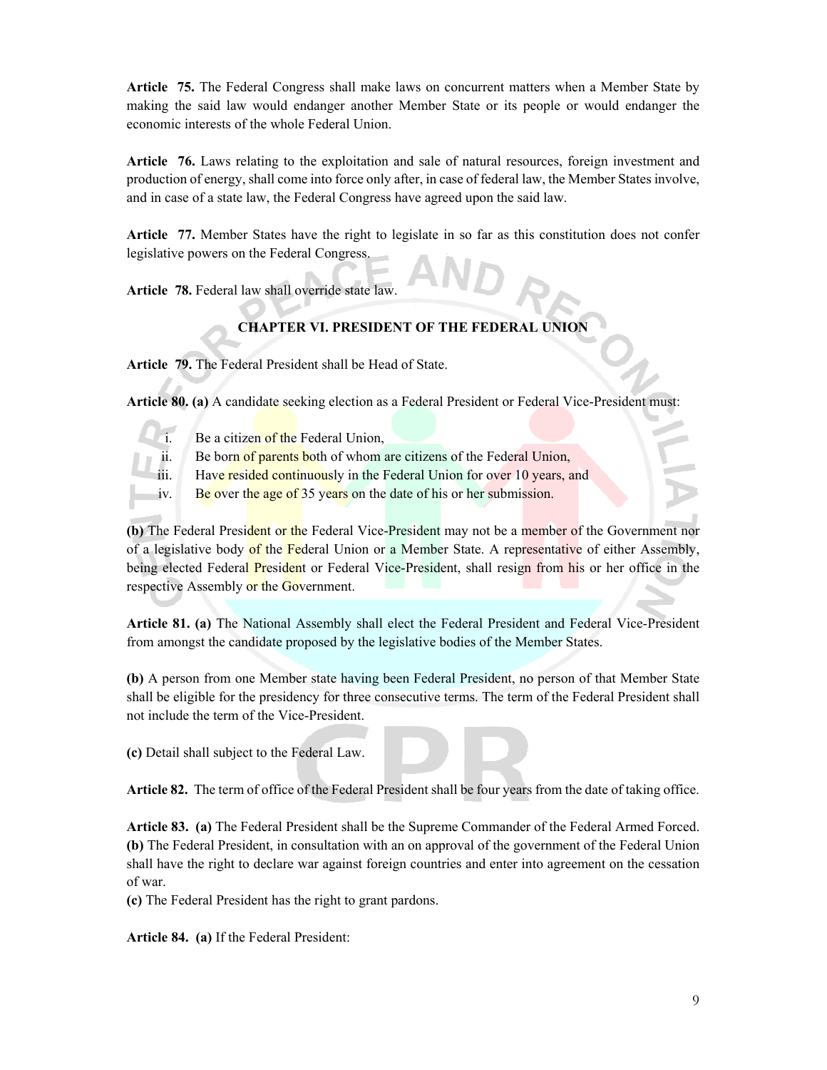**Article 75.** The Federal Congress shall make laws on concurrent matters when a Member State by making the said law would endanger another Member State or its people or would endanger the economic interests of the whole Federal Union.

**Article 76.** Laws relating to the exploitation and sale of natural resources, foreign investment and production of energy, shall come into force only after, in case of federal law, the Member States involve, and in case of a state law, the Federal Congress have agreed upon the said law.

**Article 77.** Member States have the right to legislate in so far as this constitution does not confer legislative powers on the Federal Congress.

**Article 78.** Federal law shall override state law.

## CHAPTER VI. PRESIDENT OF THE FEDERAL UNION

**Article 79.** The Federal President shall be Head of State.

**Article 80. (a)** A candidate seeking election as a Federal President or Federal Vice-President must:

i. Be a citizen of the Federal Union,
ii. Be born of parents both of whom are citizens of the Federal Union,
iii. Have resided continuously in the Federal Union for over 10 years, and
iv. Be over the age of 35 years on the date of his or her submission.

**(b)** The Federal President or the Federal Vice-President may not be a member of the Government nor of a legislative body of the Federal Union or a Member State. A representative of either Assembly, being elected Federal President or Federal Vice-President, shall resign from his or her office in the respective Assembly or the Government.

**Article 81. (a)** The National Assembly shall elect the Federal President and Federal Vice-President from amongst the candidate proposed by the legislative bodies of the Member States.

**(b)** A person from one Member state having been Federal President, no person of that Member State shall be eligible for the presidency for three consecutive terms. The term of the Federal President shall not include the term of the Vice-President.

**(c)** Detail shall subject to the Federal Law.

**Article 82.** The term of office of the Federal President shall be four years from the date of taking office.

**Article 83. (a)** The Federal President shall be the Supreme Commander of the Federal Armed Forced.
**(b)** The Federal President, in consultation with an on approval of the government of the Federal Union shall have the right to declare war against foreign countries and enter into agreement on the cessation of war.
**(c)** The Federal President has the right to grant pardons.

**Article 84. (a)** If the Federal President: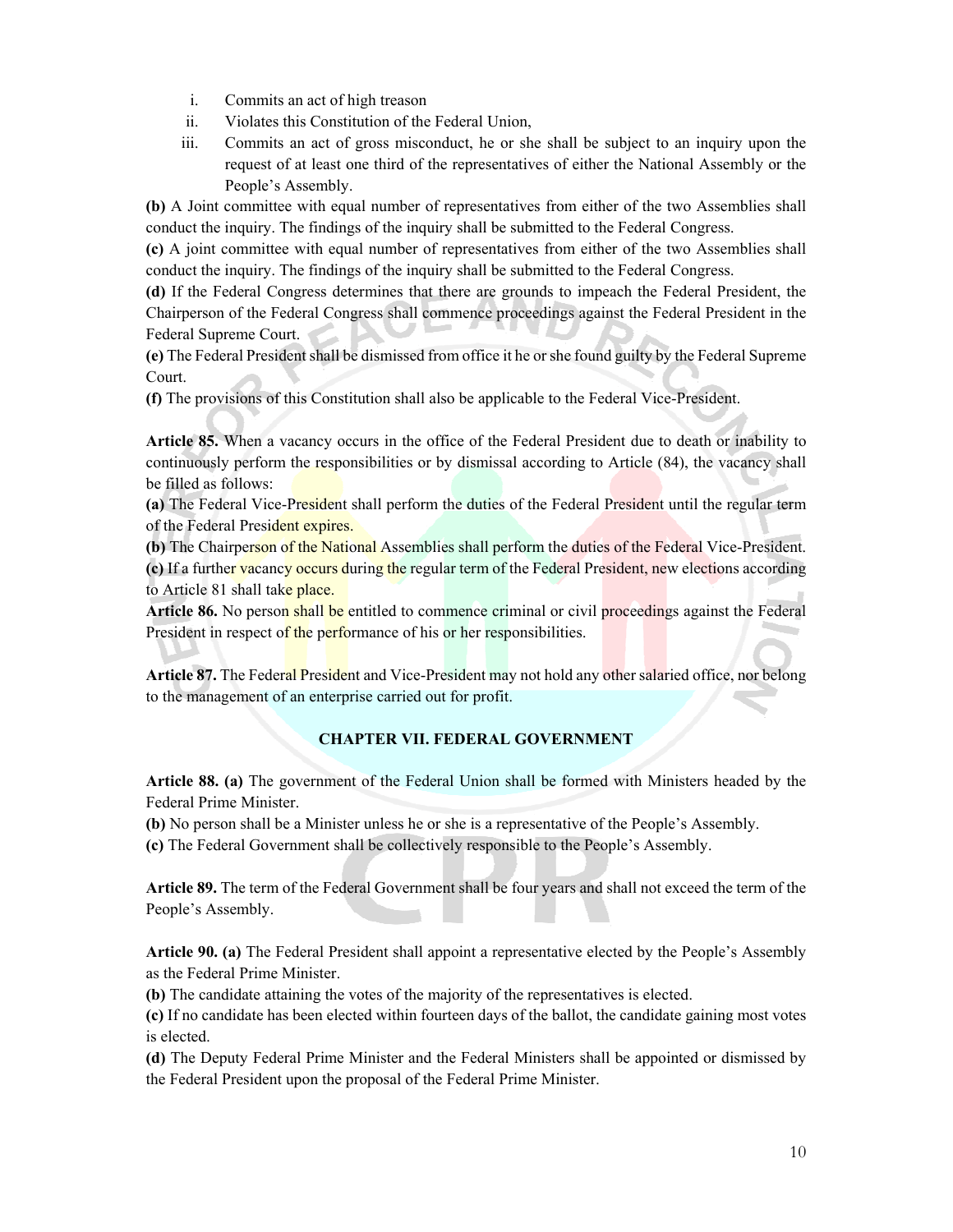i. Commits an act of high treason
ii. Violates this Constitution of the Federal Union,
iii. Commits an act of gross misconduct, he or she shall be subject to an inquiry upon the request of at least one third of the representatives of either the National Assembly or the People's Assembly.

**(b)** A Joint committee with equal number of representatives from either of the two Assemblies shall conduct the inquiry. The findings of the inquiry shall be submitted to the Federal Congress.

**(c)** A joint committee with equal number of representatives from either of the two Assemblies shall conduct the inquiry. The findings of the inquiry shall be submitted to the Federal Congress.

**(d)** If the Federal Congress determines that there are grounds to impeach the Federal President, the Chairperson of the Federal Congress shall commence proceedings against the Federal President in the Federal Supreme Court.

**(e)** The Federal President shall be dismissed from office it he or she found guilty by the Federal Supreme Court.

**(f)** The provisions of this Constitution shall also be applicable to the Federal Vice-President.

**Article 85.** When a vacancy occurs in the office of the Federal President due to death or inability to continuously perform the responsibilities or by dismissal according to Article (84), the vacancy shall be filled as follows:

**(a)** The Federal Vice-President shall perform the duties of the Federal President until the regular term of the Federal President expires.

**(b)** The Chairperson of the National Assemblies shall perform the duties of the Federal Vice-President.

**(c)** If a further vacancy occurs during the regular term of the Federal President, new elections according to Article 81 shall take place.

**Article 86.** No person shall be entitled to commence criminal or civil proceedings against the Federal President in respect of the performance of his or her responsibilities.

**Article 87.** The Federal President and Vice-President may not hold any other salaried office, nor belong to the management of an enterprise carried out for profit.

## CHAPTER VII. FEDERAL GOVERNMENT

**Article 88. (a)** The government of the Federal Union shall be formed with Ministers headed by the Federal Prime Minister.

**(b)** No person shall be a Minister unless he or she is a representative of the People's Assembly.

**(c)** The Federal Government shall be collectively responsible to the People's Assembly.

**Article 89.** The term of the Federal Government shall be four years and shall not exceed the term of the People's Assembly.

**Article 90. (a)** The Federal President shall appoint a representative elected by the People's Assembly as the Federal Prime Minister.

**(b)** The candidate attaining the votes of the majority of the representatives is elected.

**(c)** If no candidate has been elected within fourteen days of the ballot, the candidate gaining most votes is elected.

**(d)** The Deputy Federal Prime Minister and the Federal Ministers shall be appointed or dismissed by the Federal President upon the proposal of the Federal Prime Minister.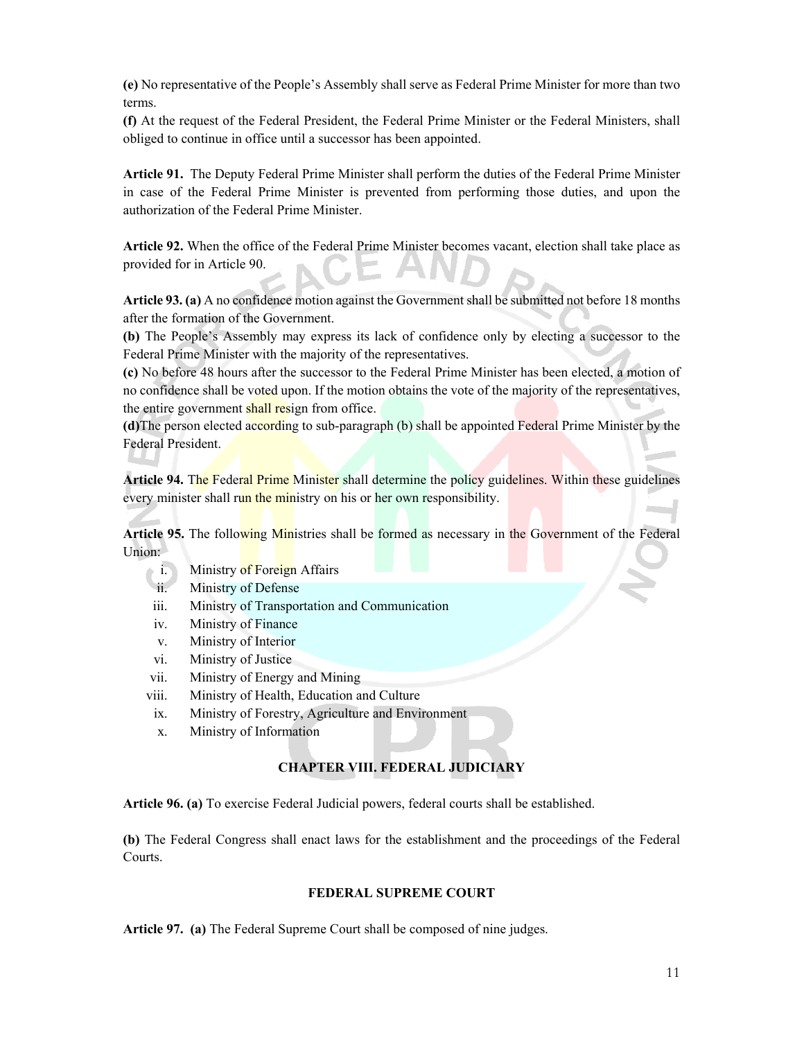**(e)** No representative of the People's Assembly shall serve as Federal Prime Minister for more than two terms.

**(f)** At the request of the Federal President, the Federal Prime Minister or the Federal Ministers, shall obliged to continue in office until a successor has been appointed.

**Article 91.** The Deputy Federal Prime Minister shall perform the duties of the Federal Prime Minister in case of the Federal Prime Minister is prevented from performing those duties, and upon the authorization of the Federal Prime Minister.

**Article 92.** When the office of the Federal Prime Minister becomes vacant, election shall take place as provided for in Article 90.

**Article 93. (a)** A no confidence motion against the Government shall be submitted not before 18 months after the formation of the Government.

**(b)** The People's Assembly may express its lack of confidence only by electing a successor to the Federal Prime Minister with the majority of the representatives.

**(c)** No before 48 hours after the successor to the Federal Prime Minister has been elected, a motion of no confidence shall be voted upon. If the motion obtains the vote of the majority of the representatives, the entire government shall resign from office.

**(d)**The person elected according to sub-paragraph (b) shall be appointed Federal Prime Minister by the Federal President.

**Article 94.** The Federal Prime Minister shall determine the policy guidelines. Within these guidelines every minister shall run the ministry on his or her own responsibility.

**Article 95.** The following Ministries shall be formed as necessary in the Government of the Federal Union:

i. Ministry of Foreign Affairs
ii. Ministry of Defense
iii. Ministry of Transportation and Communication
iv. Ministry of Finance
v. Ministry of Interior
vi. Ministry of Justice
vii. Ministry of Energy and Mining
viii. Ministry of Health, Education and Culture
ix. Ministry of Forestry, Agriculture and Environment
x. Ministry of Information

## CHAPTER VIII. FEDERAL JUDICIARY

**Article 96. (a)** To exercise Federal Judicial powers, federal courts shall be established.

**(b)** The Federal Congress shall enact laws for the establishment and the proceedings of the Federal Courts.

### FEDERAL SUPREME COURT

**Article 97. (a)** The Federal Supreme Court shall be composed of nine judges.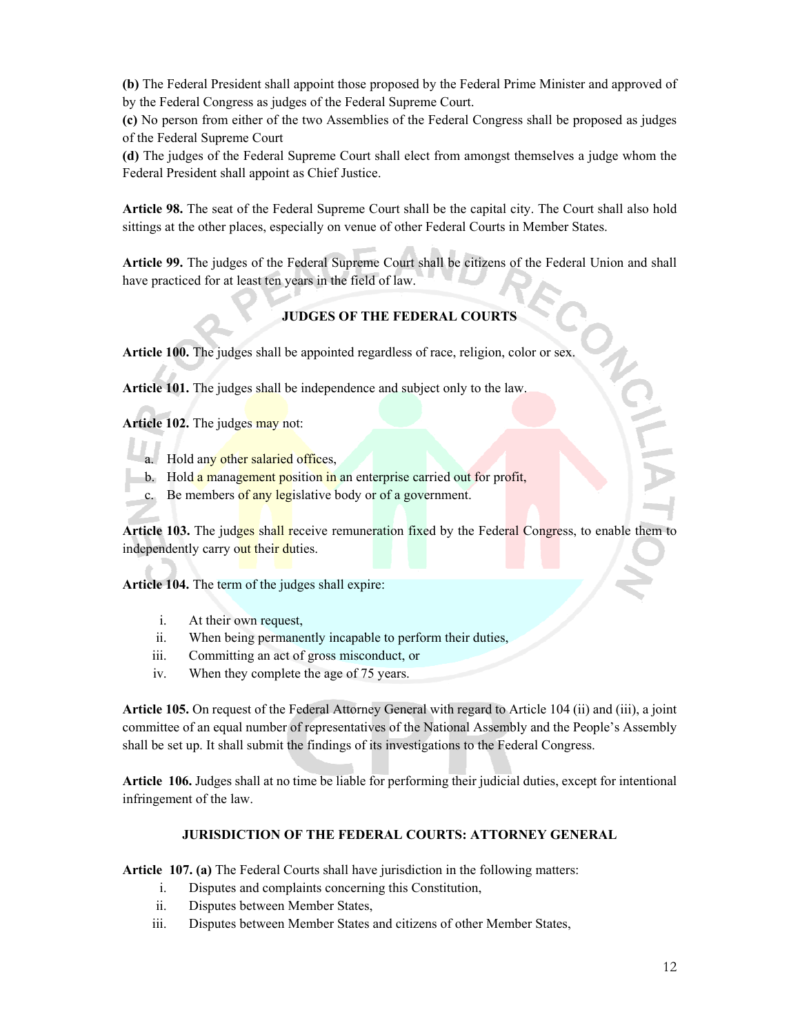**(b)** The Federal President shall appoint those proposed by the Federal Prime Minister and approved of by the Federal Congress as judges of the Federal Supreme Court.

**(c)** No person from either of the two Assemblies of the Federal Congress shall be proposed as judges of the Federal Supreme Court

**(d)** The judges of the Federal Supreme Court shall elect from amongst themselves a judge whom the Federal President shall appoint as Chief Justice.

**Article 98.** The seat of the Federal Supreme Court shall be the capital city. The Court shall also hold sittings at the other places, especially on venue of other Federal Courts in Member States.

**Article 99.** The judges of the Federal Supreme Court shall be citizens of the Federal Union and shall have practiced for at least ten years in the field of law.

### JUDGES OF THE FEDERAL COURTS

**Article 100.** The judges shall be appointed regardless of race, religion, color or sex.

**Article 101.** The judges shall be independence and subject only to the law.

**Article 102.** The judges may not:

a. Hold any other salaried offices,
b. Hold a management position in an enterprise carried out for profit,
c. Be members of any legislative body or of a government.

**Article 103.** The judges shall receive remuneration fixed by the Federal Congress, to enable them to independently carry out their duties.

**Article 104.** The term of the judges shall expire:

i. At their own request,
ii. When being permanently incapable to perform their duties,
iii. Committing an act of gross misconduct, or
iv. When they complete the age of 75 years.

**Article 105.** On request of the Federal Attorney General with regard to Article 104 (ii) and (iii), a joint committee of an equal number of representatives of the National Assembly and the People's Assembly shall be set up. It shall submit the findings of its investigations to the Federal Congress.

**Article 106.** Judges shall at no time be liable for performing their judicial duties, except for intentional infringement of the law.

### JURISDICTION OF THE FEDERAL COURTS: ATTORNEY GENERAL

**Article 107. (a)** The Federal Courts shall have jurisdiction in the following matters:

i. Disputes and complaints concerning this Constitution,
ii. Disputes between Member States,
iii. Disputes between Member States and citizens of other Member States,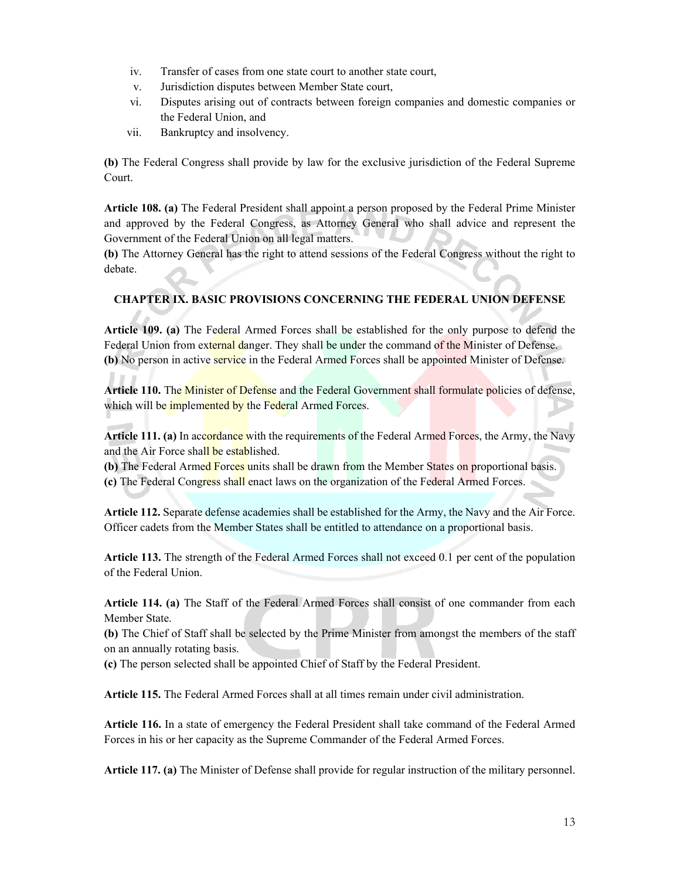iv. Transfer of cases from one state court to another state court,
v. Jurisdiction disputes between Member State court,
vi. Disputes arising out of contracts between foreign companies and domestic companies or the Federal Union, and
vii. Bankruptcy and insolvency.

**(b)** The Federal Congress shall provide by law for the exclusive jurisdiction of the Federal Supreme Court.

**Article 108. (a)** The Federal President shall appoint a person proposed by the Federal Prime Minister and approved by the Federal Congress, as Attorney General who shall advice and represent the Government of the Federal Union on all legal matters.
**(b)** The Attorney General has the right to attend sessions of the Federal Congress without the right to debate.

## CHAPTER IX. BASIC PROVISIONS CONCERNING THE FEDERAL UNION DEFENSE

**Article 109. (a)** The Federal Armed Forces shall be established for the only purpose to defend the Federal Union from external danger. They shall be under the command of the Minister of Defense.
**(b)** No person in active service in the Federal Armed Forces shall be appointed Minister of Defense.

**Article 110.** The Minister of Defense and the Federal Government shall formulate policies of defense, which will be implemented by the Federal Armed Forces.

**Article 111. (a)** In accordance with the requirements of the Federal Armed Forces, the Army, the Navy and the Air Force shall be established.
**(b)** The Federal Armed Forces units shall be drawn from the Member States on proportional basis.
**(c)** The Federal Congress shall enact laws on the organization of the Federal Armed Forces.

**Article 112.** Separate defense academies shall be established for the Army, the Navy and the Air Force. Officer cadets from the Member States shall be entitled to attendance on a proportional basis.

**Article 113.** The strength of the Federal Armed Forces shall not exceed 0.1 per cent of the population of the Federal Union.

**Article 114. (a)** The Staff of the Federal Armed Forces shall consist of one commander from each Member State.
**(b)** The Chief of Staff shall be selected by the Prime Minister from amongst the members of the staff on an annually rotating basis.
**(c)** The person selected shall be appointed Chief of Staff by the Federal President.

**Article 115.** The Federal Armed Forces shall at all times remain under civil administration.

**Article 116.** In a state of emergency the Federal President shall take command of the Federal Armed Forces in his or her capacity as the Supreme Commander of the Federal Armed Forces.

**Article 117. (a)** The Minister of Defense shall provide for regular instruction of the military personnel.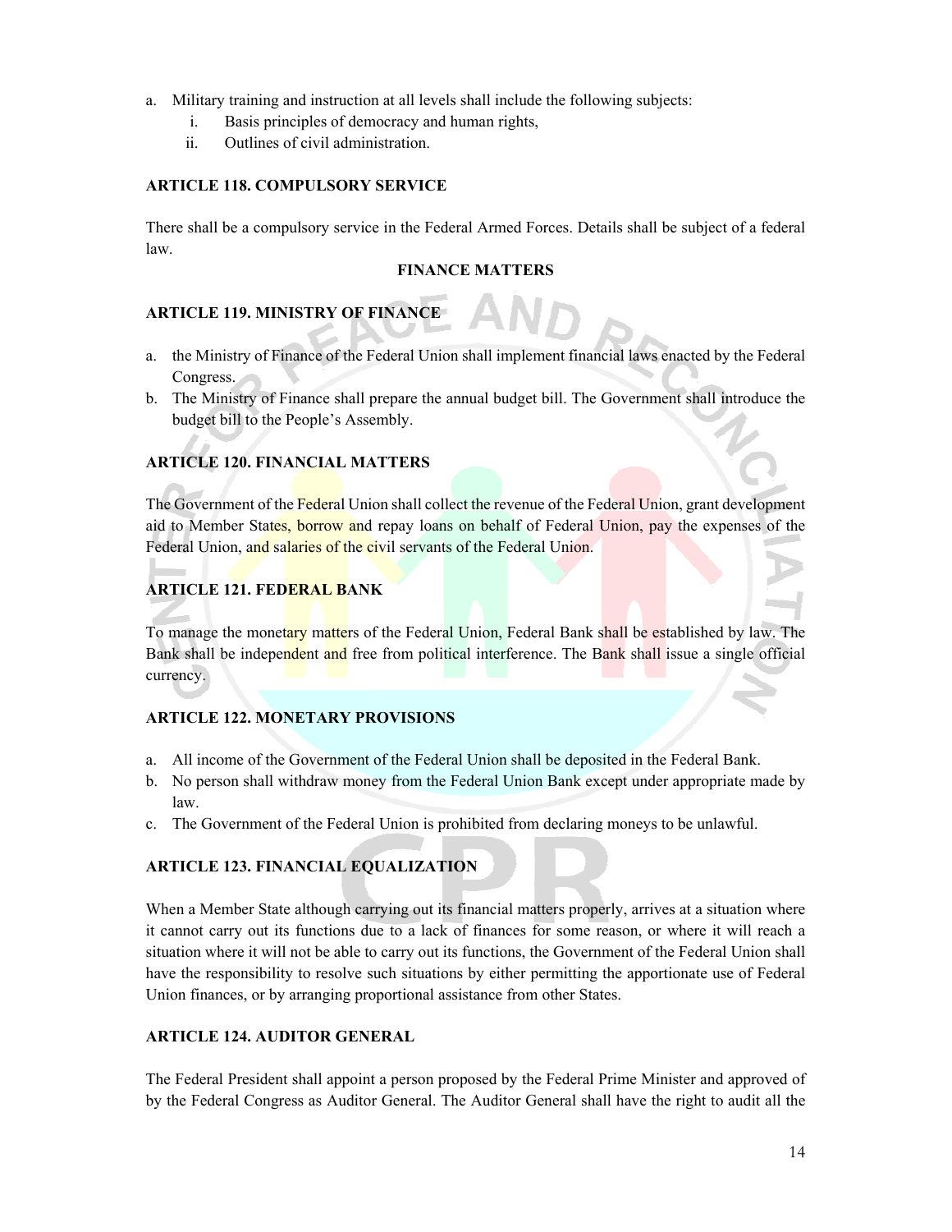a. Military training and instruction at all levels shall include the following subjects:
   i. Basis principles of democracy and human rights,
   ii. Outlines of civil administration.

**ARTICLE 118. COMPULSORY SERVICE**

There shall be a compulsory service in the Federal Armed Forces. Details shall be subject of a federal law.

**FINANCE MATTERS**

**ARTICLE 119. MINISTRY OF FINANCE**

a. the Ministry of Finance of the Federal Union shall implement financial laws enacted by the Federal Congress.
b. The Ministry of Finance shall prepare the annual budget bill. The Government shall introduce the budget bill to the People's Assembly.

**ARTICLE 120. FINANCIAL MATTERS**

The Government of the Federal Union shall collect the revenue of the Federal Union, grant development aid to Member States, borrow and repay loans on behalf of Federal Union, pay the expenses of the Federal Union, and salaries of the civil servants of the Federal Union.

**ARTICLE 121. FEDERAL BANK**

To manage the monetary matters of the Federal Union, Federal Bank shall be established by law. The Bank shall be independent and free from political interference. The Bank shall issue a single official currency.

**ARTICLE 122. MONETARY PROVISIONS**

a. All income of the Government of the Federal Union shall be deposited in the Federal Bank.
b. No person shall withdraw money from the Federal Union Bank except under appropriate made by law.
c. The Government of the Federal Union is prohibited from declaring moneys to be unlawful.

**ARTICLE 123. FINANCIAL EQUALIZATION**

When a Member State although carrying out its financial matters properly, arrives at a situation where it cannot carry out its functions due to a lack of finances for some reason, or where it will reach a situation where it will not be able to carry out its functions, the Government of the Federal Union shall have the responsibility to resolve such situations by either permitting the apportionate use of Federal Union finances, or by arranging proportional assistance from other States.

**ARTICLE 124. AUDITOR GENERAL**

The Federal President shall appoint a person proposed by the Federal Prime Minister and approved of by the Federal Congress as Auditor General. The Auditor General shall have the right to audit all the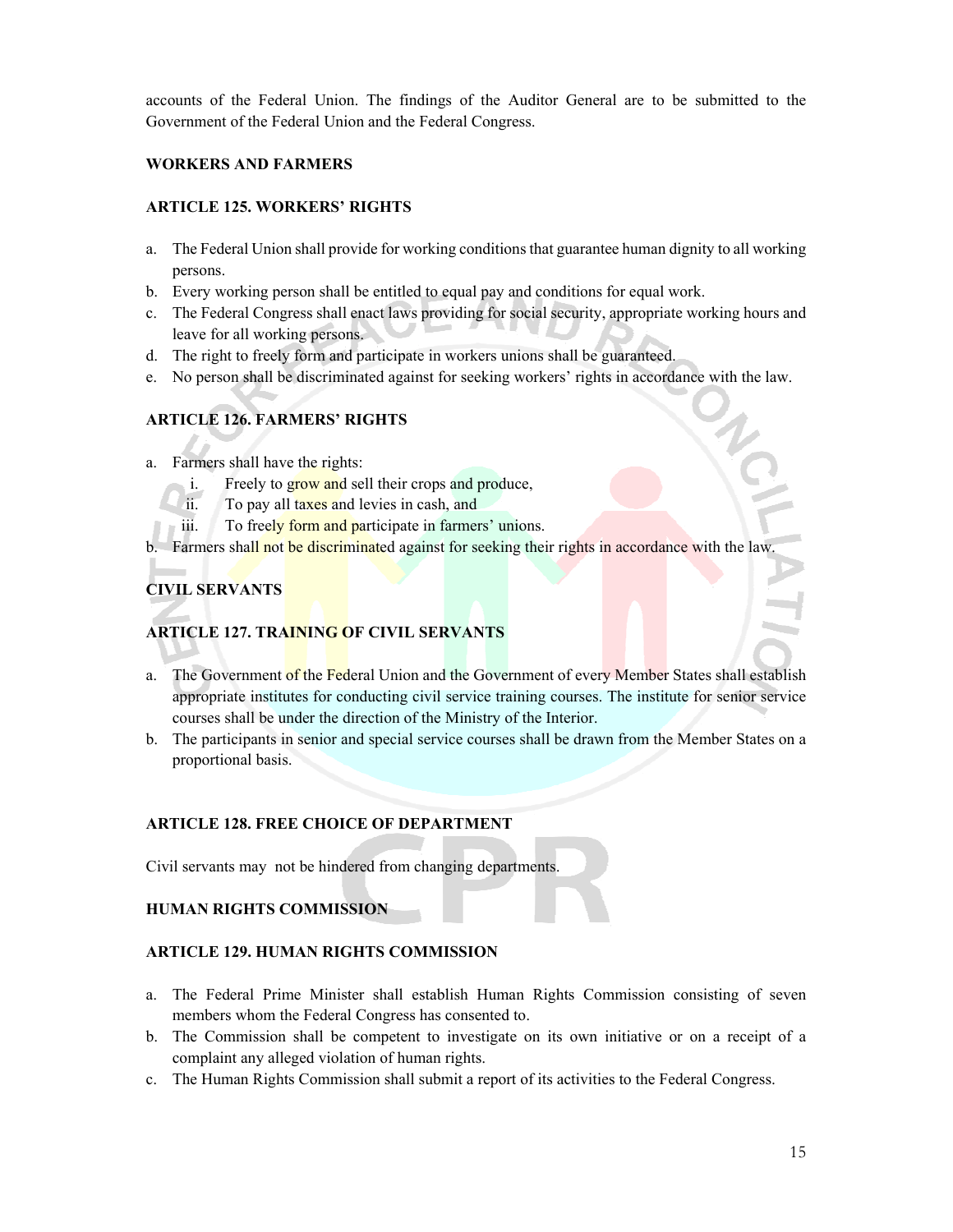accounts of the Federal Union. The findings of the Auditor General are to be submitted to the Government of the Federal Union and the Federal Congress.

## WORKERS AND FARMERS

### ARTICLE 125. WORKERS' RIGHTS

a. The Federal Union shall provide for working conditions that guarantee human dignity to all working persons.
b. Every working person shall be entitled to equal pay and conditions for equal work.
c. The Federal Congress shall enact laws providing for social security, appropriate working hours and leave for all working persons.
d. The right to freely form and participate in workers unions shall be guaranteed.
e. No person shall be discriminated against for seeking workers' rights in accordance with the law.

### ARTICLE 126. FARMERS' RIGHTS

a. Farmers shall have the rights:
   i. Freely to grow and sell their crops and produce,
   ii. To pay all taxes and levies in cash, and
   iii. To freely form and participate in farmers' unions.
b. Farmers shall not be discriminated against for seeking their rights in accordance with the law.

## CIVIL SERVANTS

### ARTICLE 127. TRAINING OF CIVIL SERVANTS

a. The Government of the Federal Union and the Government of every Member States shall establish appropriate institutes for conducting civil service training courses. The institute for senior service courses shall be under the direction of the Ministry of the Interior.
b. The participants in senior and special service courses shall be drawn from the Member States on a proportional basis.

### ARTICLE 128. FREE CHOICE OF DEPARTMENT

Civil servants may not be hindered from changing departments.

## HUMAN RIGHTS COMMISSION

### ARTICLE 129. HUMAN RIGHTS COMMISSION

a. The Federal Prime Minister shall establish Human Rights Commission consisting of seven members whom the Federal Congress has consented to.
b. The Commission shall be competent to investigate on its own initiative or on a receipt of a complaint any alleged violation of human rights.
c. The Human Rights Commission shall submit a report of its activities to the Federal Congress.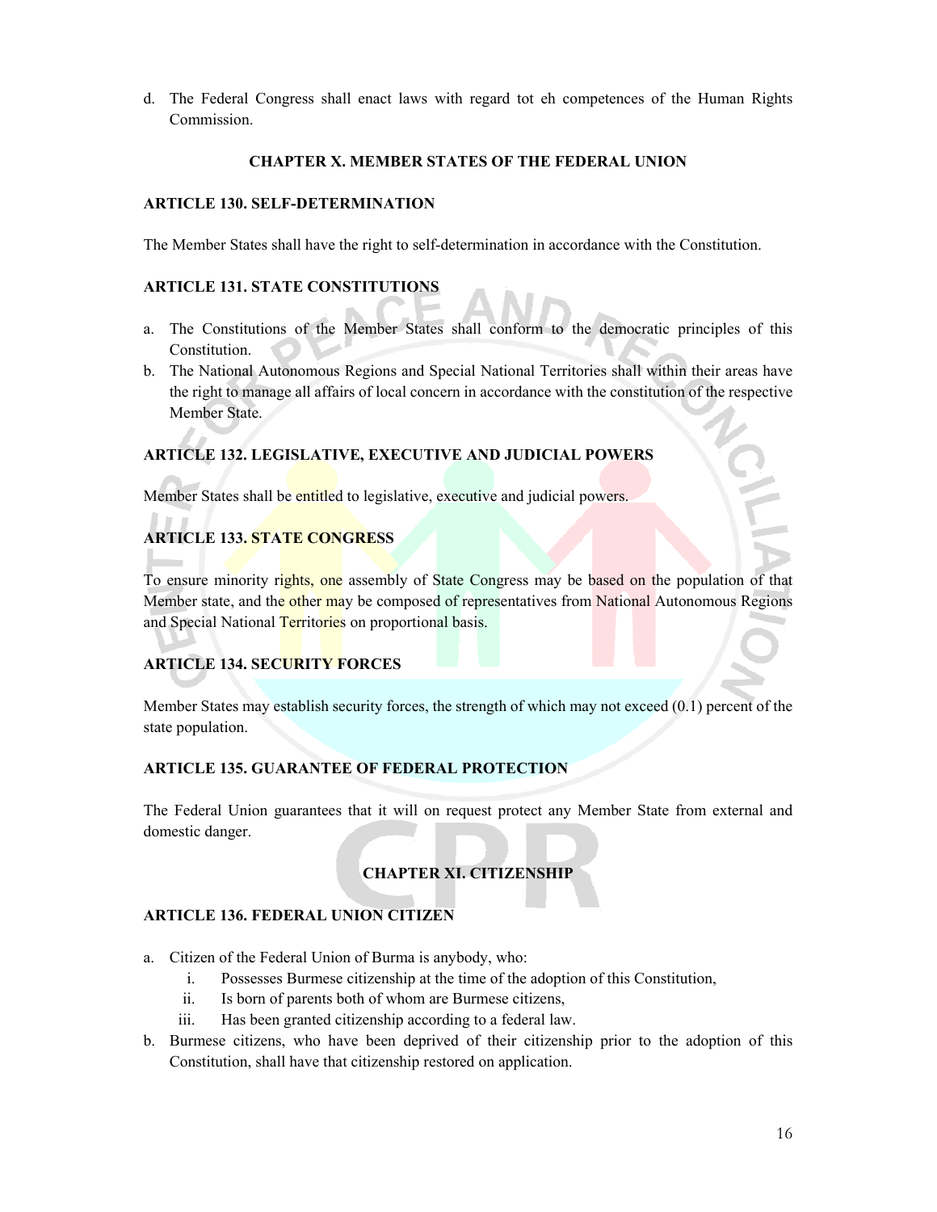d. The Federal Congress shall enact laws with regard tot eh competences of the Human Rights Commission.

## CHAPTER X. MEMBER STATES OF THE FEDERAL UNION

### ARTICLE 130. SELF-DETERMINATION

The Member States shall have the right to self-determination in accordance with the Constitution.

### ARTICLE 131. STATE CONSTITUTIONS

a. The Constitutions of the Member States shall conform to the democratic principles of this Constitution.
b. The National Autonomous Regions and Special National Territories shall within their areas have the right to manage all affairs of local concern in accordance with the constitution of the respective Member State.

### ARTICLE 132. LEGISLATIVE, EXECUTIVE AND JUDICIAL POWERS

Member States shall be entitled to legislative, executive and judicial powers.

### ARTICLE 133. STATE CONGRESS

To ensure minority rights, one assembly of State Congress may be based on the population of that Member state, and the other may be composed of representatives from National Autonomous Regions and Special National Territories on proportional basis.

### ARTICLE 134. SECURITY FORCES

Member States may establish security forces, the strength of which may not exceed (0.1) percent of the state population.

### ARTICLE 135. GUARANTEE OF FEDERAL PROTECTION

The Federal Union guarantees that it will on request protect any Member State from external and domestic danger.

## CHAPTER XI. CITIZENSHIP

### ARTICLE 136. FEDERAL UNION CITIZEN

a. Citizen of the Federal Union of Burma is anybody, who:
   i. Possesses Burmese citizenship at the time of the adoption of this Constitution,
   ii. Is born of parents both of whom are Burmese citizens,
   iii. Has been granted citizenship according to a federal law.
b. Burmese citizens, who have been deprived of their citizenship prior to the adoption of this Constitution, shall have that citizenship restored on application.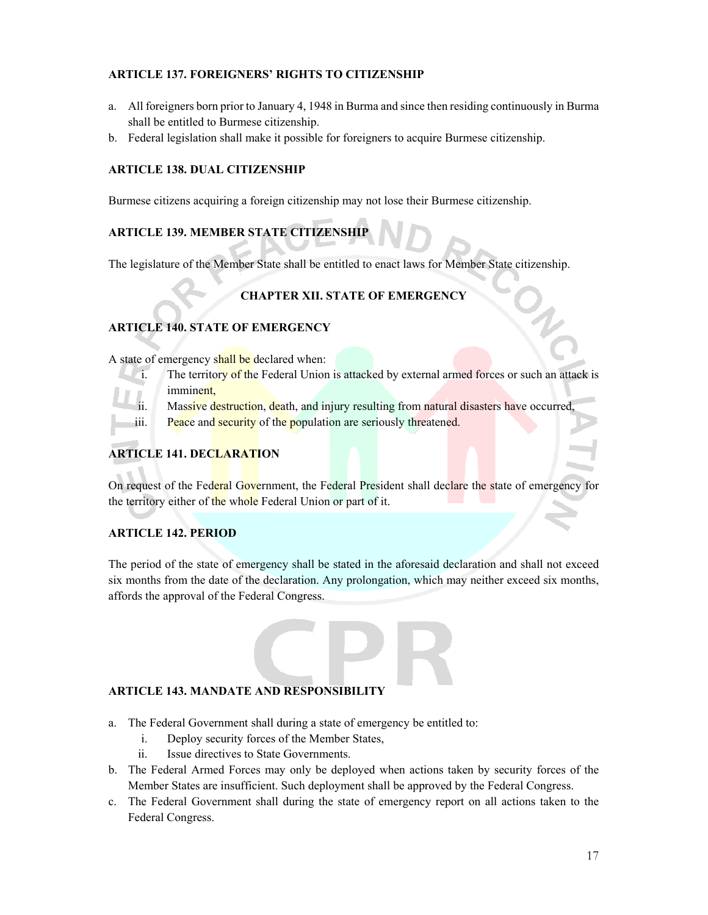### ARTICLE 137. FOREIGNERS' RIGHTS TO CITIZENSHIP

a. All foreigners born prior to January 4, 1948 in Burma and since then residing continuously in Burma shall be entitled to Burmese citizenship.
b. Federal legislation shall make it possible for foreigners to acquire Burmese citizenship.

### ARTICLE 138. DUAL CITIZENSHIP

Burmese citizens acquiring a foreign citizenship may not lose their Burmese citizenship.

### ARTICLE 139. MEMBER STATE CITIZENSHIP

The legislature of the Member State shall be entitled to enact laws for Member State citizenship.

## CHAPTER XII. STATE OF EMERGENCY

### ARTICLE 140. STATE OF EMERGENCY

A state of emergency shall be declared when:

i. The territory of the Federal Union is attacked by external armed forces or such an attack is imminent,
ii. Massive destruction, death, and injury resulting from natural disasters have occurred,
iii. Peace and security of the population are seriously threatened.

### ARTICLE 141. DECLARATION

On request of the Federal Government, the Federal President shall declare the state of emergency for the territory either of the whole Federal Union or part of it.

### ARTICLE 142. PERIOD

The period of the state of emergency shall be stated in the aforesaid declaration and shall not exceed six months from the date of the declaration. Any prolongation, which may neither exceed six months, affords the approval of the Federal Congress.

### ARTICLE 143. MANDATE AND RESPONSIBILITY

a. The Federal Government shall during a state of emergency be entitled to:
   i. Deploy security forces of the Member States,
   ii. Issue directives to State Governments.
b. The Federal Armed Forces may only be deployed when actions taken by security forces of the Member States are insufficient. Such deployment shall be approved by the Federal Congress.
c. The Federal Government shall during the state of emergency report on all actions taken to the Federal Congress.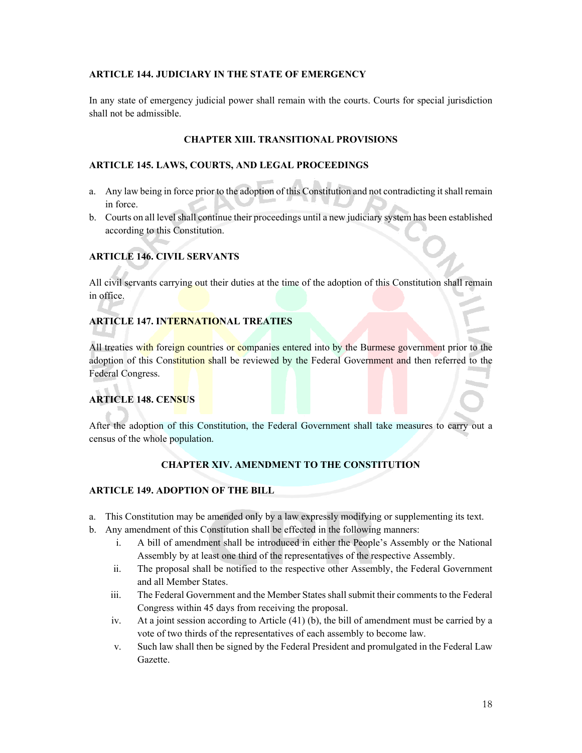### ARTICLE 144. JUDICIARY IN THE STATE OF EMERGENCY

In any state of emergency judicial power shall remain with the courts. Courts for special jurisdiction shall not be admissible.

## CHAPTER XIII. TRANSITIONAL PROVISIONS

### ARTICLE 145. LAWS, COURTS, AND LEGAL PROCEEDINGS

a. Any law being in force prior to the adoption of this Constitution and not contradicting it shall remain in force.
b. Courts on all level shall continue their proceedings until a new judiciary system has been established according to this Constitution.

### ARTICLE 146. CIVIL SERVANTS

All civil servants carrying out their duties at the time of the adoption of this Constitution shall remain in office.

### ARTICLE 147. INTERNATIONAL TREATIES

All treaties with foreign countries or companies entered into by the Burmese government prior to the adoption of this Constitution shall be reviewed by the Federal Government and then referred to the Federal Congress.

### ARTICLE 148. CENSUS

After the adoption of this Constitution, the Federal Government shall take measures to carry out a census of the whole population.

## CHAPTER XIV. AMENDMENT TO THE CONSTITUTION

### ARTICLE 149. ADOPTION OF THE BILL

a. This Constitution may be amended only by a law expressly modifying or supplementing its text.
b. Any amendment of this Constitution shall be effected in the following manners:
   i. A bill of amendment shall be introduced in either the People's Assembly or the National Assembly by at least one third of the representatives of the respective Assembly.
   ii. The proposal shall be notified to the respective other Assembly, the Federal Government and all Member States.
   iii. The Federal Government and the Member States shall submit their comments to the Federal Congress within 45 days from receiving the proposal.
   iv. At a joint session according to Article (41) (b), the bill of amendment must be carried by a vote of two thirds of the representatives of each assembly to become law.
   v. Such law shall then be signed by the Federal President and promulgated in the Federal Law Gazette.